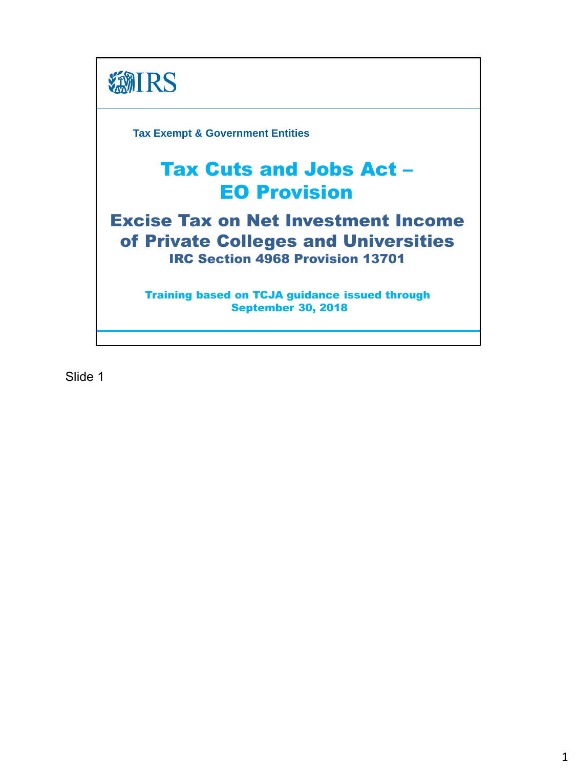IRS

Tax Exempt & Government Entities

# Tax Cuts and Jobs Act – EO Provision

## Excise Tax on Net Investment Income of Private Colleges and Universities

### IRC Section 4968 Provision 13701

**Training based on TCJA guidance issued through September 30, 2018**

Slide 1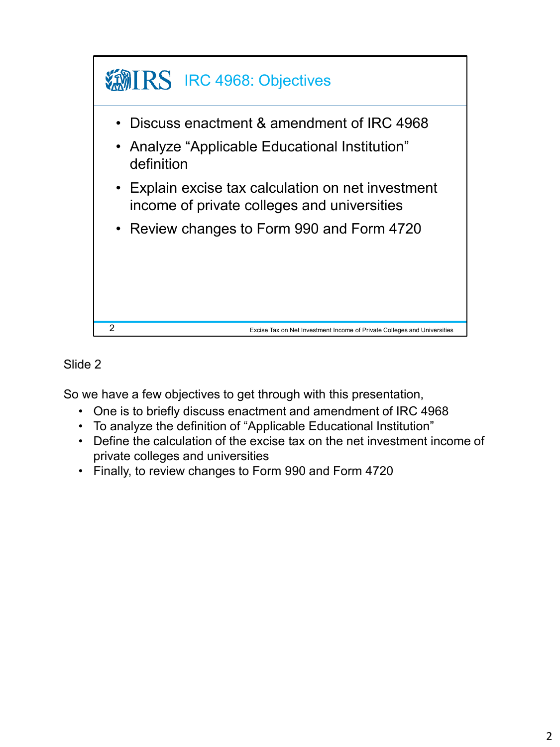## IRC 4968: Objectives

- Discuss enactment & amendment of IRC 4968
- Analyze "Applicable Educational Institution" definition
- Explain excise tax calculation on net investment income of private colleges and universities
- Review changes to Form 990 and Form 4720

Slide 2

So we have a few objectives to get through with this presentation,

- One is to briefly discuss enactment and amendment of IRC 4968
- To analyze the definition of "Applicable Educational Institution"
- Define the calculation of the excise tax on the net investment income of private colleges and universities
- Finally, to review changes to Form 990 and Form 4720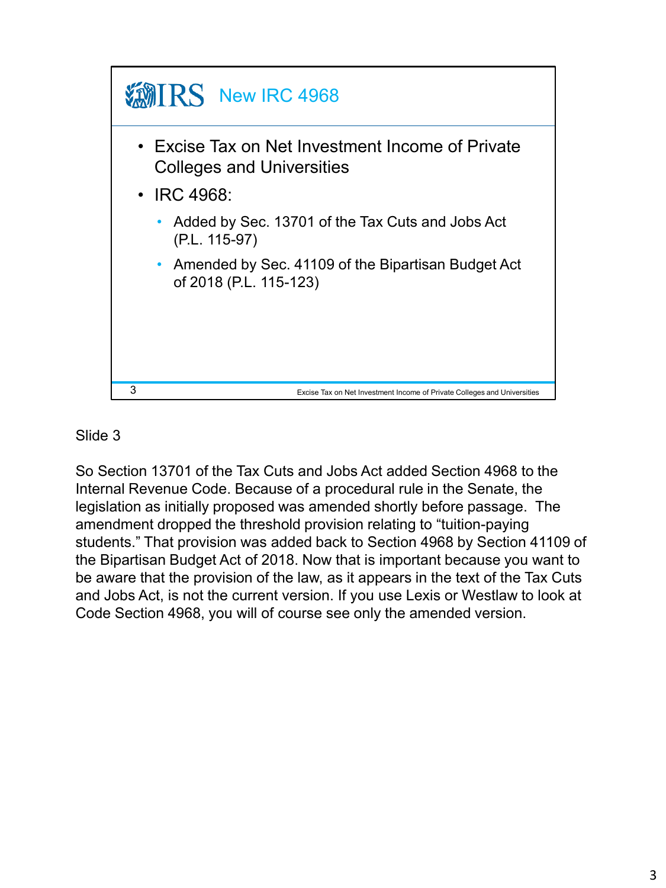## New IRC 4968

- Excise Tax on Net Investment Income of Private Colleges and Universities
- IRC 4968:
  - Added by Sec. 13701 of the Tax Cuts and Jobs Act (P.L. 115-97)
  - Amended by Sec. 41109 of the Bipartisan Budget Act of 2018 (P.L. 115-123)

Slide 3

So Section 13701 of the Tax Cuts and Jobs Act added Section 4968 to the Internal Revenue Code. Because of a procedural rule in the Senate, the legislation as initially proposed was amended shortly before passage. The amendment dropped the threshold provision relating to "tuition-paying students." That provision was added back to Section 4968 by Section 41109 of the Bipartisan Budget Act of 2018. Now that is important because you want to be aware that the provision of the law, as it appears in the text of the Tax Cuts and Jobs Act, is not the current version. If you use Lexis or Westlaw to look at Code Section 4968, you will of course see only the amended version.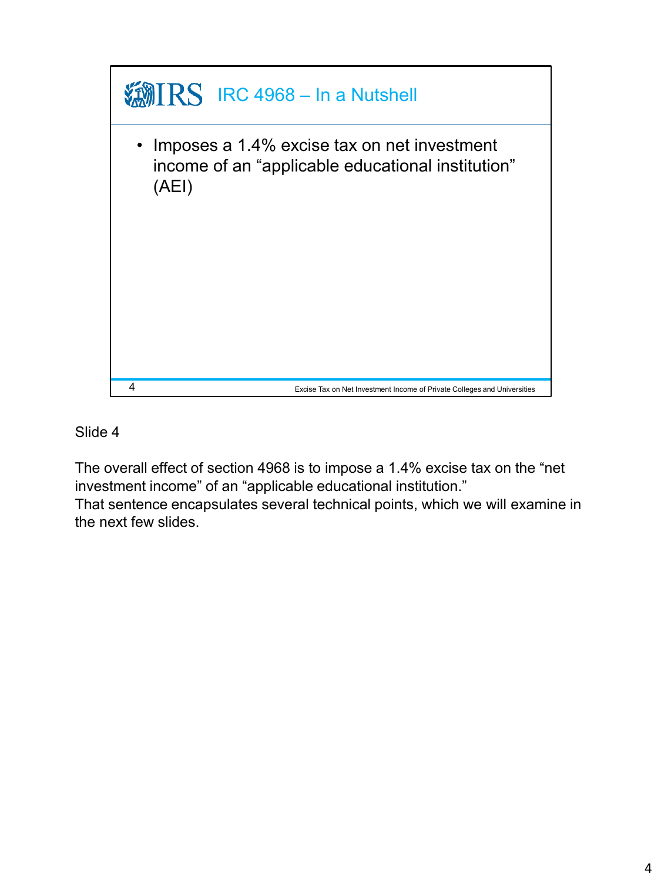## IRC 4968 – In a Nutshell

- Imposes a 1.4% excise tax on net investment income of an "applicable educational institution" (AEI)

Slide 4

The overall effect of section 4968 is to impose a 1.4% excise tax on the "net investment income" of an "applicable educational institution."
That sentence encapsulates several technical points, which we will examine in the next few slides.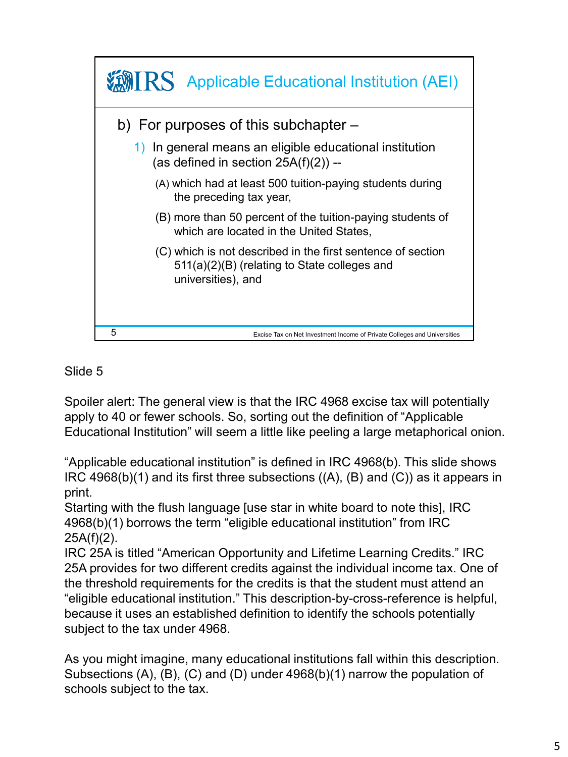## Applicable Educational Institution (AEI)

b) For purposes of this subchapter –

1) In general means an eligible educational institution (as defined in section 25A(f)(2)) --

   (A) which had at least 500 tuition-paying students during the preceding tax year,

   (B) more than 50 percent of the tuition-paying students of which are located in the United States,

   (C) which is not described in the first sentence of section 511(a)(2)(B) (relating to State colleges and universities), and

Excise Tax on Net Investment Income of Private Colleges and Universities

Slide 5

Spoiler alert: The general view is that the IRC 4968 excise tax will potentially apply to 40 or fewer schools. So, sorting out the definition of "Applicable Educational Institution" will seem a little like peeling a large metaphorical onion.

"Applicable educational institution" is defined in IRC 4968(b). This slide shows IRC 4968(b)(1) and its first three subsections ((A), (B) and (C)) as it appears in print.
Starting with the flush language [use star in white board to note this], IRC 4968(b)(1) borrows the term "eligible educational institution" from IRC 25A(f)(2).
IRC 25A is titled "American Opportunity and Lifetime Learning Credits." IRC 25A provides for two different credits against the individual income tax. One of the threshold requirements for the credits is that the student must attend an "eligible educational institution." This description-by-cross-reference is helpful, because it uses an established definition to identify the schools potentially subject to the tax under 4968.

As you might imagine, many educational institutions fall within this description. Subsections (A), (B), (C) and (D) under 4968(b)(1) narrow the population of schools subject to the tax.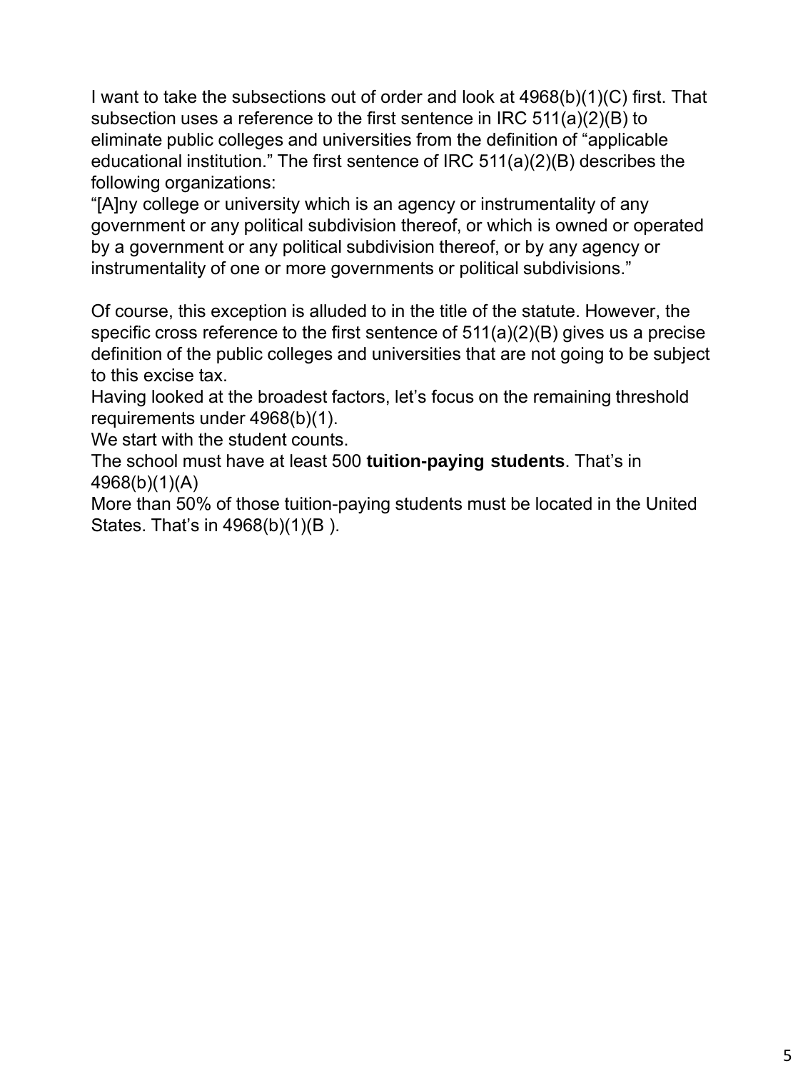I want to take the subsections out of order and look at 4968(b)(1)(C) first. That subsection uses a reference to the first sentence in IRC 511(a)(2)(B) to eliminate public colleges and universities from the definition of "applicable educational institution." The first sentence of IRC 511(a)(2)(B) describes the following organizations:

"[A]ny college or university which is an agency or instrumentality of any government or any political subdivision thereof, or which is owned or operated by a government or any political subdivision thereof, or by any agency or instrumentality of one or more governments or political subdivisions."

Of course, this exception is alluded to in the title of the statute. However, the specific cross reference to the first sentence of 511(a)(2)(B) gives us a precise definition of the public colleges and universities that are not going to be subject to this excise tax.

Having looked at the broadest factors, let's focus on the remaining threshold requirements under 4968(b)(1).

We start with the student counts.

The school must have at least 500 **tuition-paying students**. That's in 4968(b)(1)(A)

More than 50% of those tuition-paying students must be located in the United States. That's in 4968(b)(1)(B ).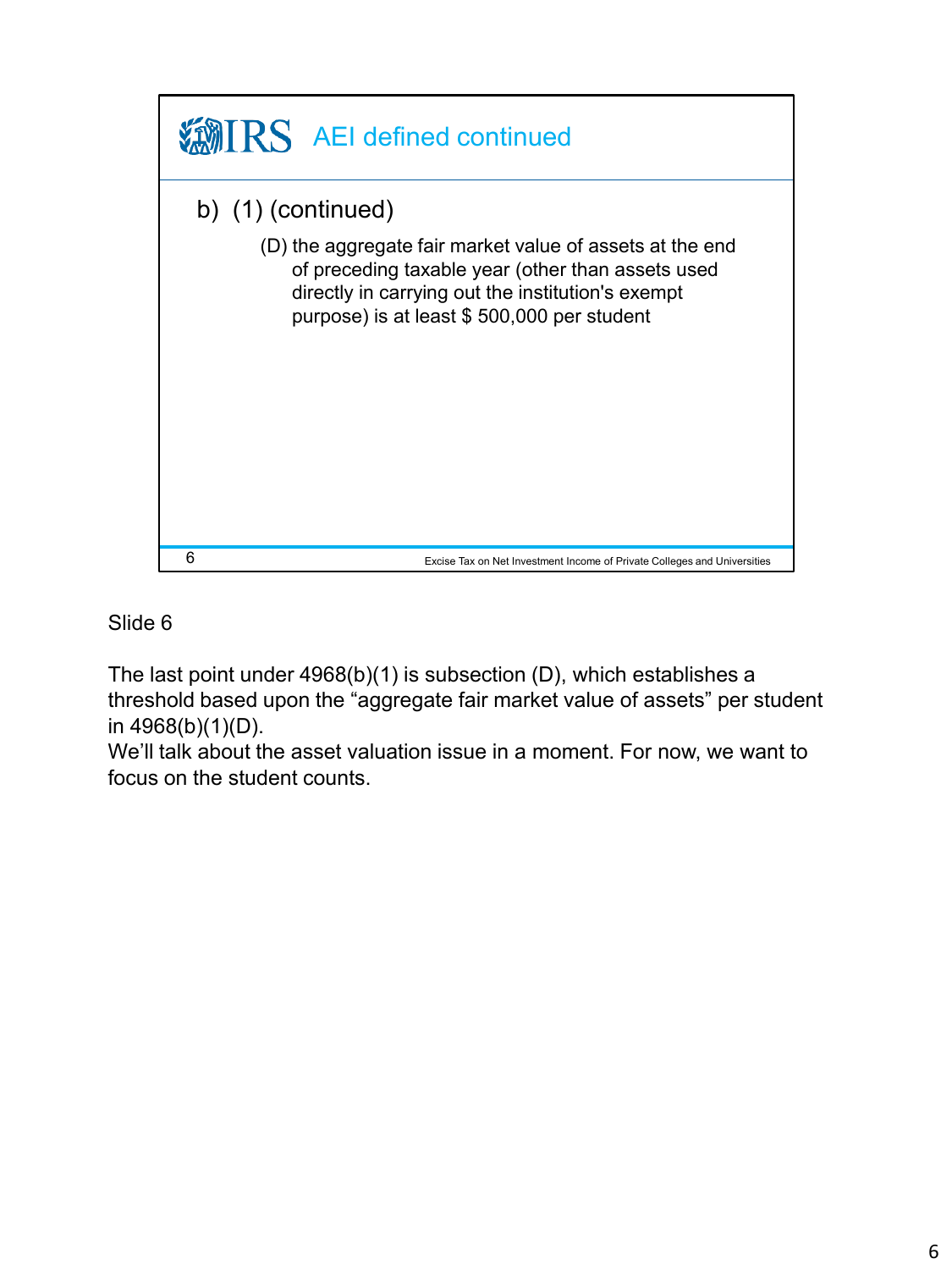## AEI defined continued

b) (1) (continued)

(D) the aggregate fair market value of assets at the end of preceding taxable year (other than assets used directly in carrying out the institution's exempt purpose) is at least $ 500,000 per student

Excise Tax on Net Investment Income of Private Colleges and Universities

Slide 6

The last point under 4968(b)(1) is subsection (D), which establishes a threshold based upon the "aggregate fair market value of assets" per student in 4968(b)(1)(D).

We'll talk about the asset valuation issue in a moment. For now, we want to focus on the student counts.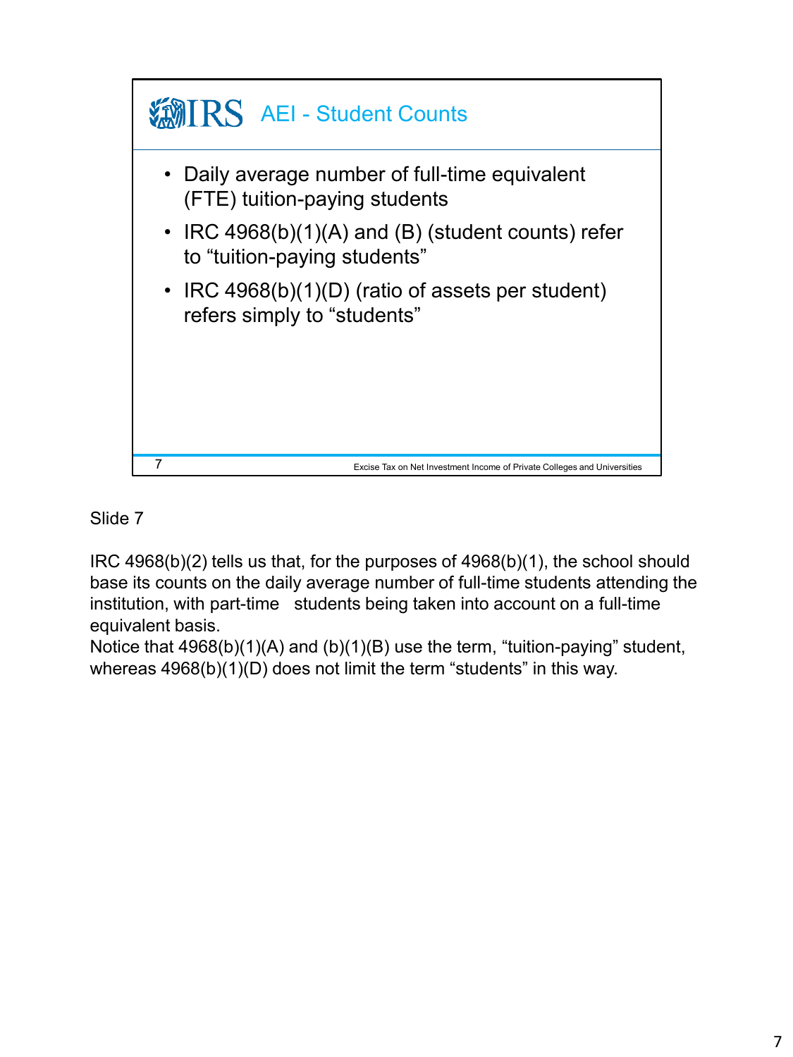## AEI - Student Counts

- Daily average number of full-time equivalent (FTE) tuition-paying students
- IRC 4968(b)(1)(A) and (B) (student counts) refer to "tuition-paying students"
- IRC 4968(b)(1)(D) (ratio of assets per student) refers simply to "students"

Excise Tax on Net Investment Income of Private Colleges and Universities

Slide 7

IRC 4968(b)(2) tells us that, for the purposes of 4968(b)(1), the school should base its counts on the daily average number of full-time students attending the institution, with part-time students being taken into account on a full-time equivalent basis.

Notice that 4968(b)(1)(A) and (b)(1)(B) use the term, "tuition-paying" student, whereas 4968(b)(1)(D) does not limit the term "students" in this way.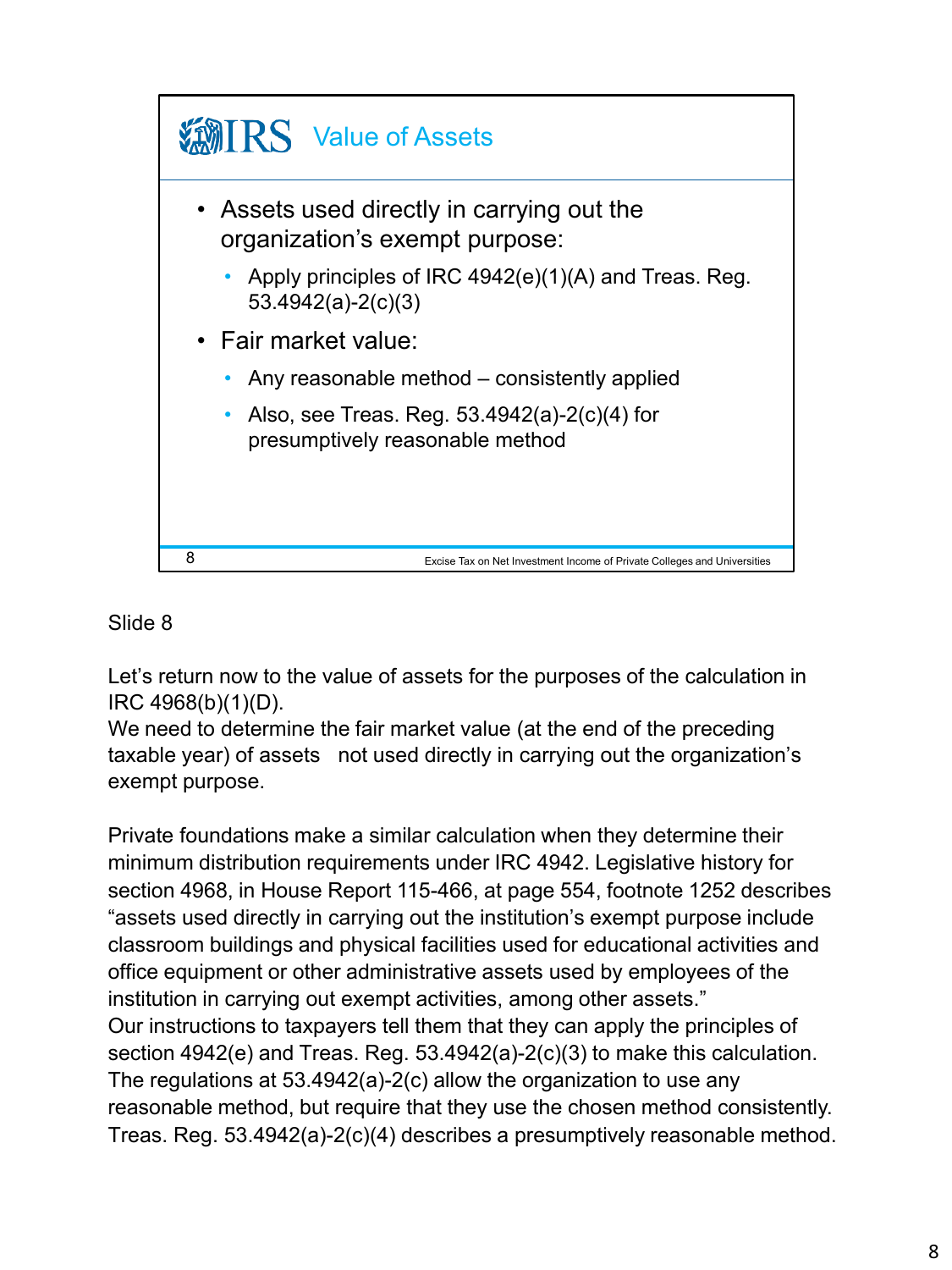## Value of Assets

- Assets used directly in carrying out the organization's exempt purpose:
  - Apply principles of IRC 4942(e)(1)(A) and Treas. Reg. 53.4942(a)-2(c)(3)
- Fair market value:
  - Any reasonable method – consistently applied
  - Also, see Treas. Reg. 53.4942(a)-2(c)(4) for presumptively reasonable method

Slide 8

Let's return now to the value of assets for the purposes of the calculation in IRC 4968(b)(1)(D).
We need to determine the fair market value (at the end of the preceding taxable year) of assets not used directly in carrying out the organization's exempt purpose.

Private foundations make a similar calculation when they determine their minimum distribution requirements under IRC 4942. Legislative history for section 4968, in House Report 115-466, at page 554, footnote 1252 describes "assets used directly in carrying out the institution's exempt purpose include classroom buildings and physical facilities used for educational activities and office equipment or other administrative assets used by employees of the institution in carrying out exempt activities, among other assets."
Our instructions to taxpayers tell them that they can apply the principles of section 4942(e) and Treas. Reg. 53.4942(a)-2(c)(3) to make this calculation. The regulations at 53.4942(a)-2(c) allow the organization to use any reasonable method, but require that they use the chosen method consistently. Treas. Reg. 53.4942(a)-2(c)(4) describes a presumptively reasonable method.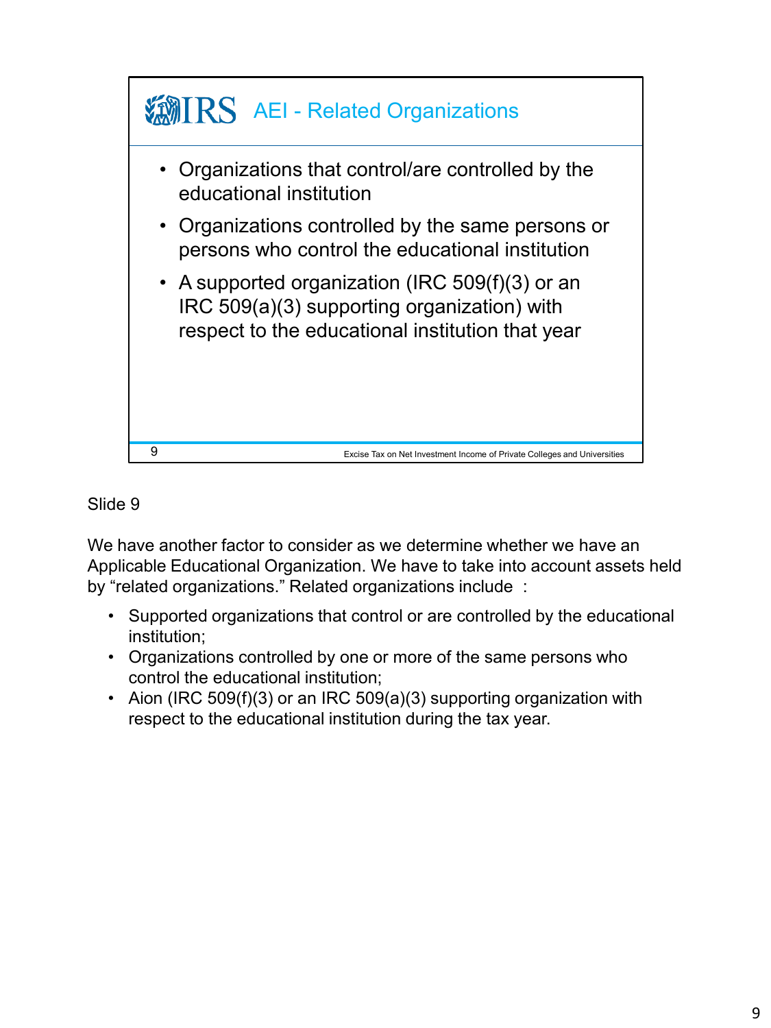## AEI - Related Organizations

- Organizations that control/are controlled by the educational institution
- Organizations controlled by the same persons or persons who control the educational institution
- A supported organization (IRC 509(f)(3) or an IRC 509(a)(3) supporting organization) with respect to the educational institution that year

9 Excise Tax on Net Investment Income of Private Colleges and Universities

Slide 9

We have another factor to consider as we determine whether we have an Applicable Educational Organization. We have to take into account assets held by "related organizations." Related organizations include :

- Supported organizations that control or are controlled by the educational institution;
- Organizations controlled by one or more of the same persons who control the educational institution;
- Aion (IRC 509(f)(3) or an IRC 509(a)(3) supporting organization with respect to the educational institution during the tax year.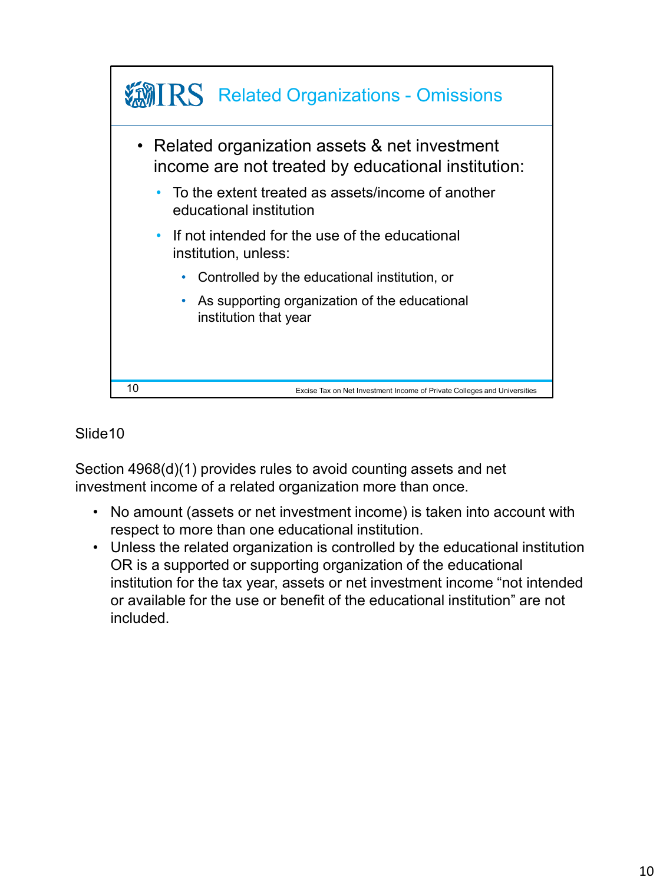## Related Organizations - Omissions

- Related organization assets & net investment income are not treated by educational institution:
  - To the extent treated as assets/income of another educational institution
  - If not intended for the use of the educational institution, unless:
    - Controlled by the educational institution, or
    - As supporting organization of the educational institution that year

10 Excise Tax on Net Investment Income of Private Colleges and Universities

Slide10

Section 4968(d)(1) provides rules to avoid counting assets and net investment income of a related organization more than once.

- No amount (assets or net investment income) is taken into account with respect to more than one educational institution.
- Unless the related organization is controlled by the educational institution OR is a supported or supporting organization of the educational institution for the tax year, assets or net investment income "not intended or available for the use or benefit of the educational institution" are not included.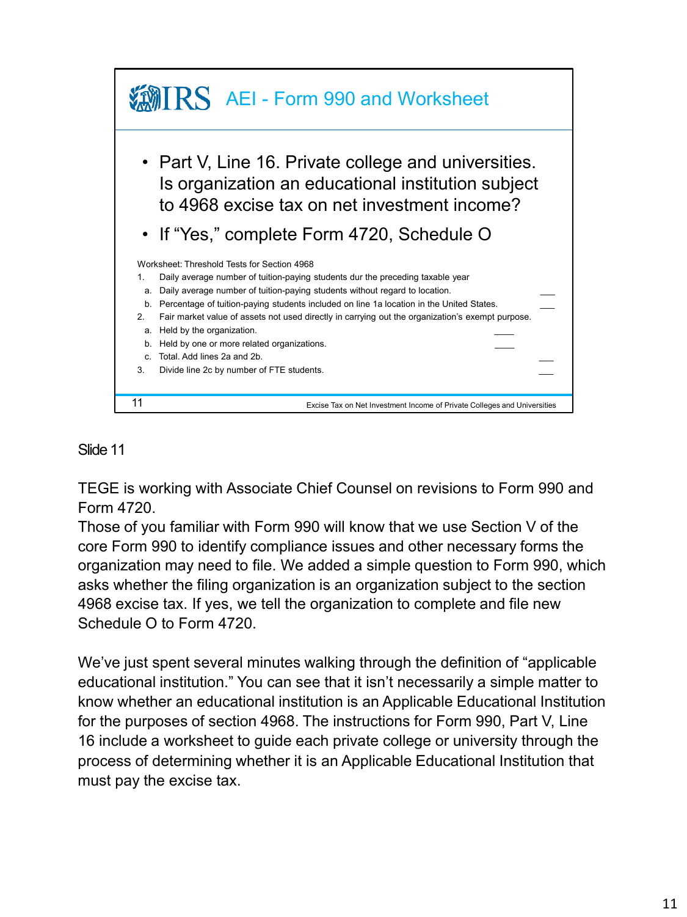## AEI - Form 990 and Worksheet

- Part V, Line 16. Private college and universities. Is organization an educational institution subject to 4968 excise tax on net investment income?
- If "Yes," complete Form 4720, Schedule O

Worksheet: Threshold Tests for Section 4968

1. Daily average number of tuition-paying students dur the preceding taxable year
   a. Daily average number of tuition-paying students without regard to location. ___
   b. Percentage of tuition-paying students included on line 1a location in the United States. ___
2. Fair market value of assets not used directly in carrying out the organization's exempt purpose.
   a. Held by the organization. ____
   b. Held by one or more related organizations. ____
   c. Total. Add lines 2a and 2b. ___
3. Divide line 2c by number of FTE students. ___

Excise Tax on Net Investment Income of Private Colleges and Universities

Slide 11

TEGE is working with Associate Chief Counsel on revisions to Form 990 and Form 4720.
Those of you familiar with Form 990 will know that we use Section V of the core Form 990 to identify compliance issues and other necessary forms the organization may need to file. We added a simple question to Form 990, which asks whether the filing organization is an organization subject to the section 4968 excise tax. If yes, we tell the organization to complete and file new Schedule O to Form 4720.

We've just spent several minutes walking through the definition of "applicable educational institution." You can see that it isn't necessarily a simple matter to know whether an educational institution is an Applicable Educational Institution for the purposes of section 4968. The instructions for Form 990, Part V, Line 16 include a worksheet to guide each private college or university through the process of determining whether it is an Applicable Educational Institution that must pay the excise tax.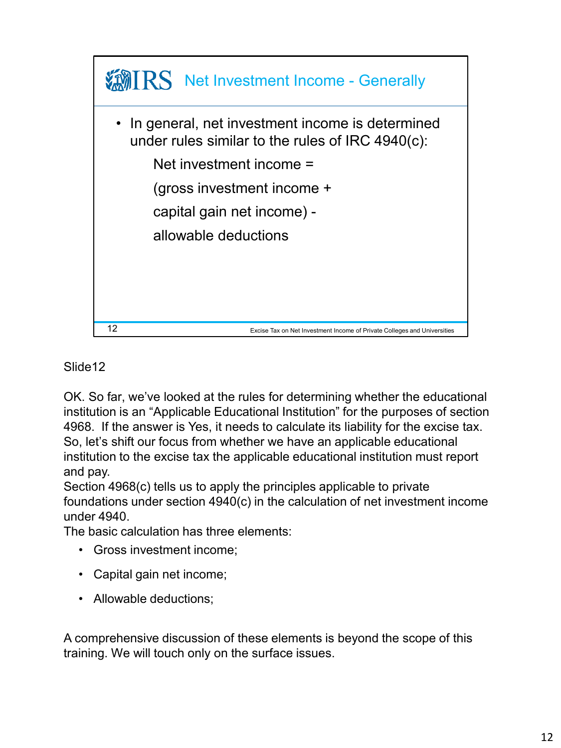## Net Investment Income - Generally

- In general, net investment income is determined under rules similar to the rules of IRC 4940(c):

  Net investment income =

  (gross investment income +

  capital gain net income) -

  allowable deductions

Excise Tax on Net Investment Income of Private Colleges and Universities

Slide12

OK. So far, we've looked at the rules for determining whether the educational institution is an "Applicable Educational Institution" for the purposes of section 4968. If the answer is Yes, it needs to calculate its liability for the excise tax. So, let's shift our focus from whether we have an applicable educational institution to the excise tax the applicable educational institution must report and pay.

Section 4968(c) tells us to apply the principles applicable to private foundations under section 4940(c) in the calculation of net investment income under 4940.

The basic calculation has three elements:

- Gross investment income;
- Capital gain net income;
- Allowable deductions;

A comprehensive discussion of these elements is beyond the scope of this training. We will touch only on the surface issues.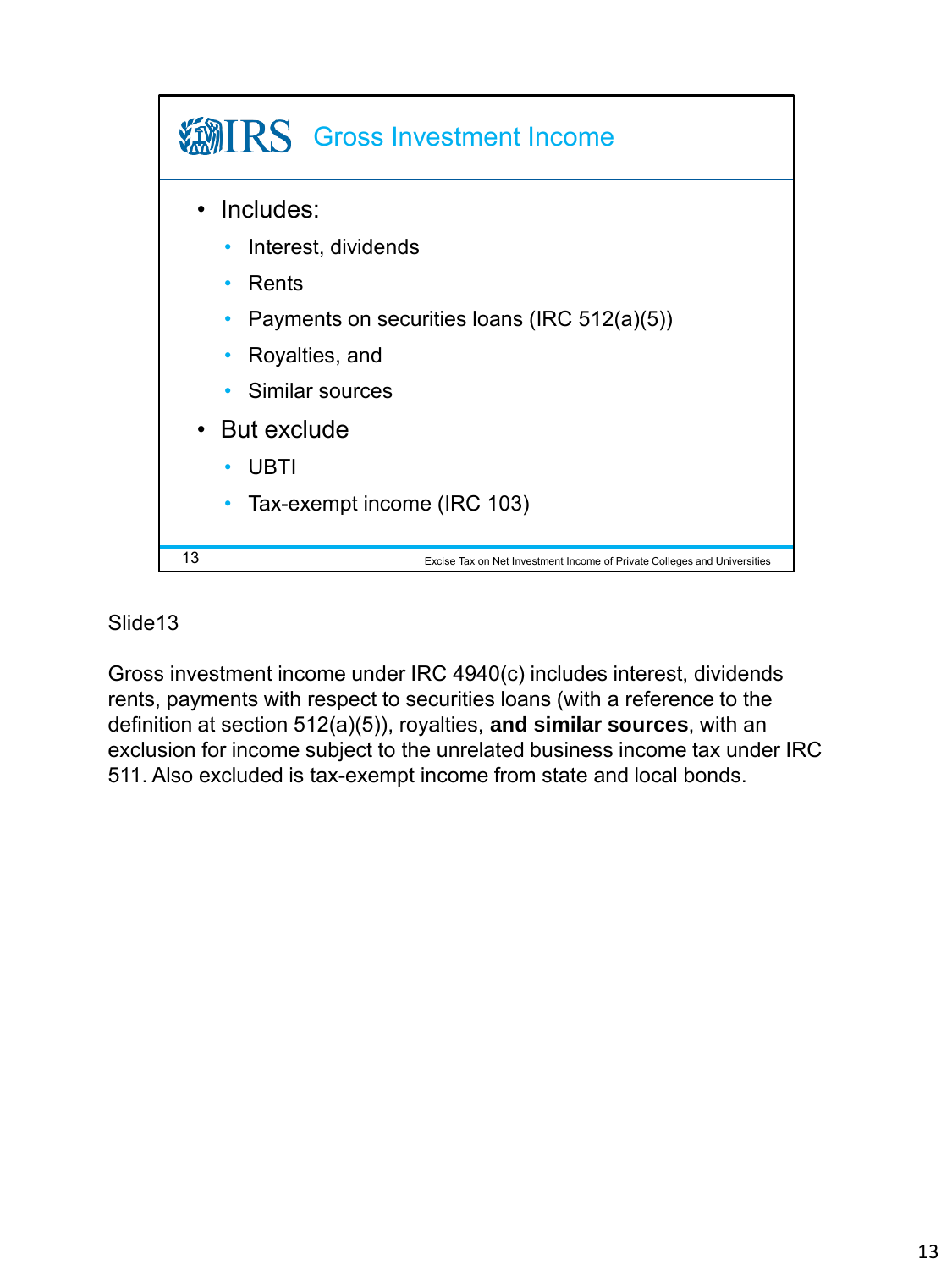## Gross Investment Income

- Includes:
  - Interest, dividends
  - Rents
  - Payments on securities loans (IRC 512(a)(5))
  - Royalties, and
  - Similar sources
- But exclude
  - UBTI
  - Tax-exempt income (IRC 103)

Slide13

Gross investment income under IRC 4940(c) includes interest, dividends rents, payments with respect to securities loans (with a reference to the definition at section 512(a)(5)), royalties, **and similar sources**, with an exclusion for income subject to the unrelated business income tax under IRC 511. Also excluded is tax-exempt income from state and local bonds.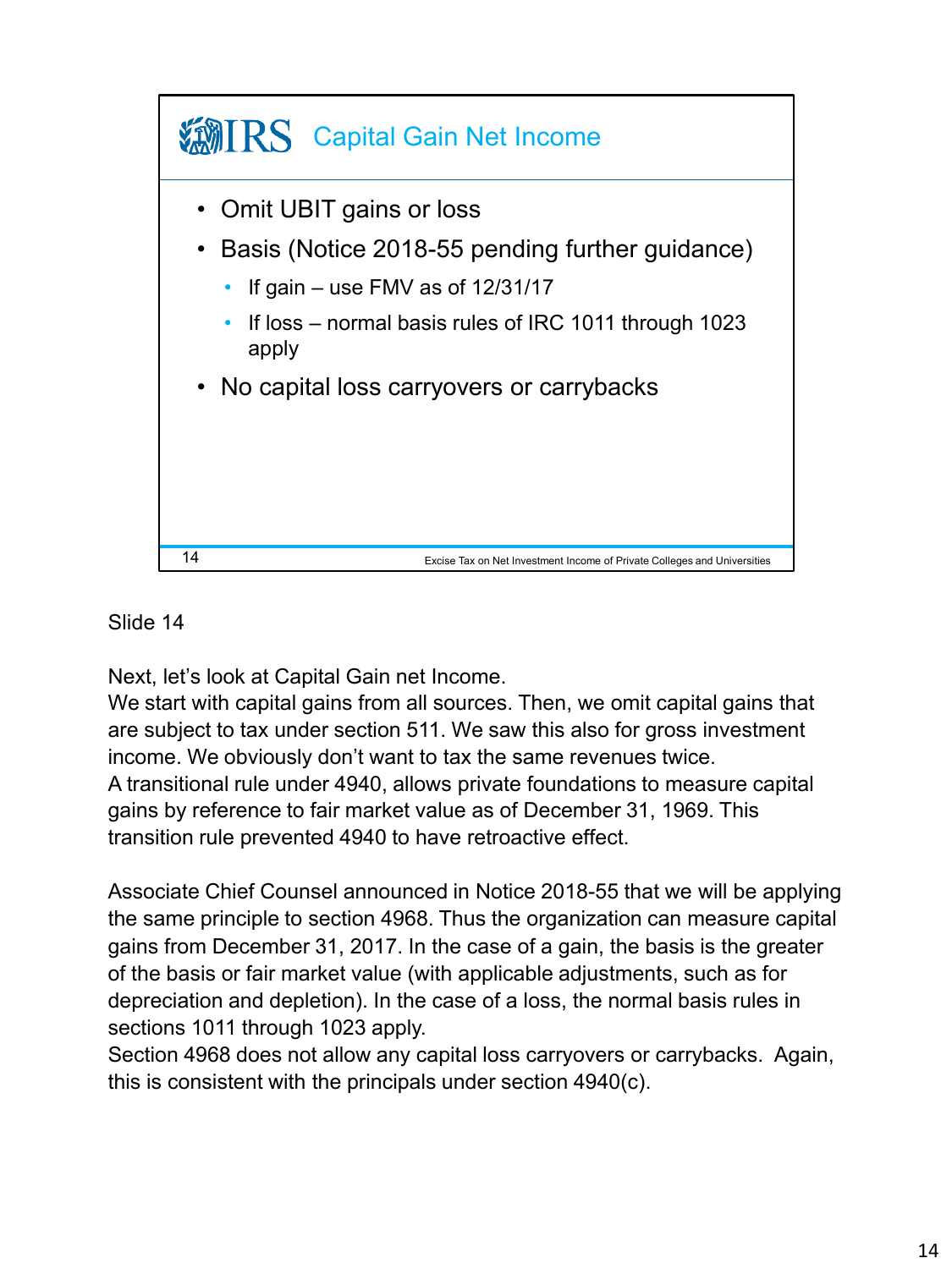## Capital Gain Net Income

- Omit UBIT gains or loss
- Basis (Notice 2018-55 pending further guidance)
  - If gain – use FMV as of 12/31/17
  - If loss – normal basis rules of IRC 1011 through 1023 apply
- No capital loss carryovers or carrybacks

Slide 14

Next, let's look at Capital Gain net Income.
We start with capital gains from all sources. Then, we omit capital gains that are subject to tax under section 511. We saw this also for gross investment income. We obviously don't want to tax the same revenues twice.
A transitional rule under 4940, allows private foundations to measure capital gains by reference to fair market value as of December 31, 1969. This transition rule prevented 4940 to have retroactive effect.

Associate Chief Counsel announced in Notice 2018-55 that we will be applying the same principle to section 4968. Thus the organization can measure capital gains from December 31, 2017. In the case of a gain, the basis is the greater of the basis or fair market value (with applicable adjustments, such as for depreciation and depletion). In the case of a loss, the normal basis rules in sections 1011 through 1023 apply.
Section 4968 does not allow any capital loss carryovers or carrybacks. Again, this is consistent with the principals under section 4940(c).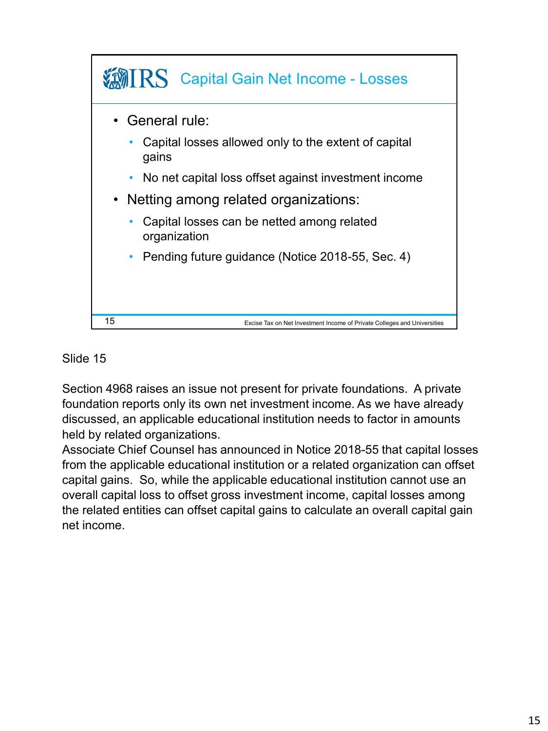## Capital Gain Net Income - Losses

- General rule:
  - Capital losses allowed only to the extent of capital gains
  - No net capital loss offset against investment income
- Netting among related organizations:
  - Capital losses can be netted among related organization
  - Pending future guidance (Notice 2018-55, Sec. 4)

Excise Tax on Net Investment Income of Private Colleges and Universities

Slide 15

Section 4968 raises an issue not present for private foundations. A private foundation reports only its own net investment income. As we have already discussed, an applicable educational institution needs to factor in amounts held by related organizations.

Associate Chief Counsel has announced in Notice 2018-55 that capital losses from the applicable educational institution or a related organization can offset capital gains. So, while the applicable educational institution cannot use an overall capital loss to offset gross investment income, capital losses among the related entities can offset capital gains to calculate an overall capital gain net income.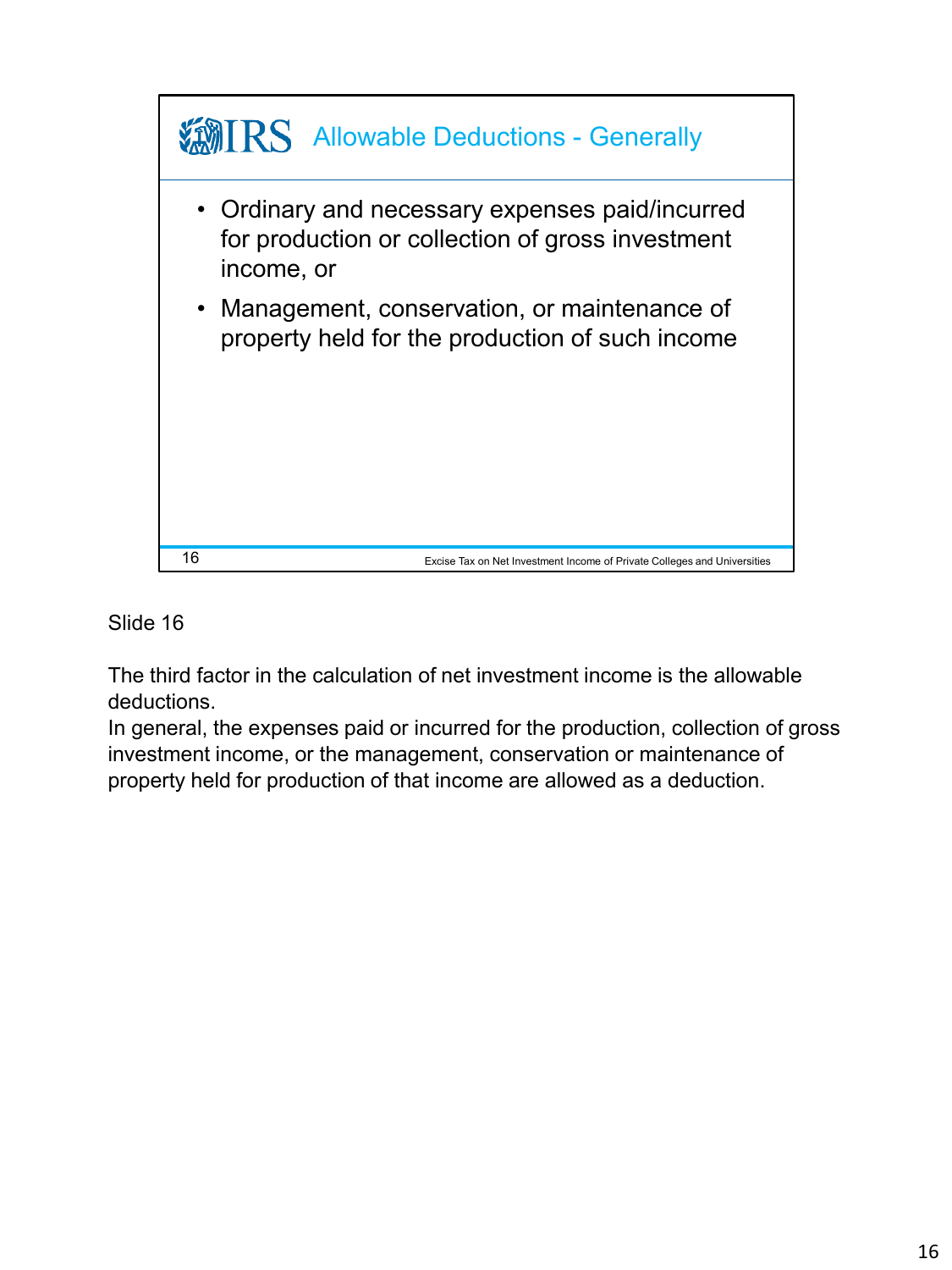## Allowable Deductions - Generally

- Ordinary and necessary expenses paid/incurred for production or collection of gross investment income, or
- Management, conservation, or maintenance of property held for the production of such income

Slide 16

The third factor in the calculation of net investment income is the allowable deductions.
In general, the expenses paid or incurred for the production, collection of gross investment income, or the management, conservation or maintenance of property held for production of that income are allowed as a deduction.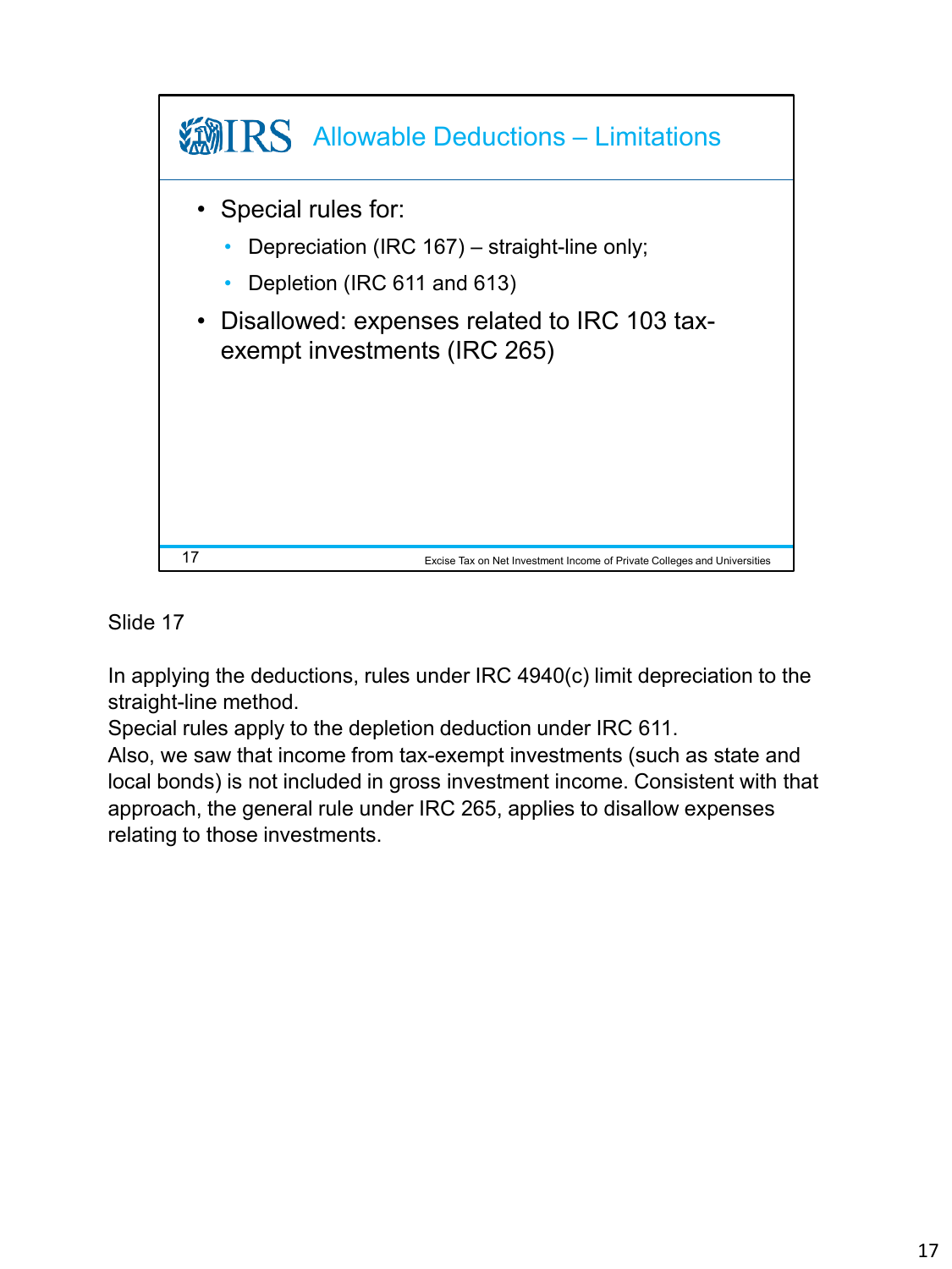## Allowable Deductions – Limitations

- Special rules for:
  - Depreciation (IRC 167) – straight-line only;
  - Depletion (IRC 611 and 613)
- Disallowed: expenses related to IRC 103 tax-exempt investments (IRC 265)

Slide 17

In applying the deductions, rules under IRC 4940(c) limit depreciation to the straight-line method.
Special rules apply to the depletion deduction under IRC 611.
Also, we saw that income from tax-exempt investments (such as state and local bonds) is not included in gross investment income. Consistent with that approach, the general rule under IRC 265, applies to disallow expenses relating to those investments.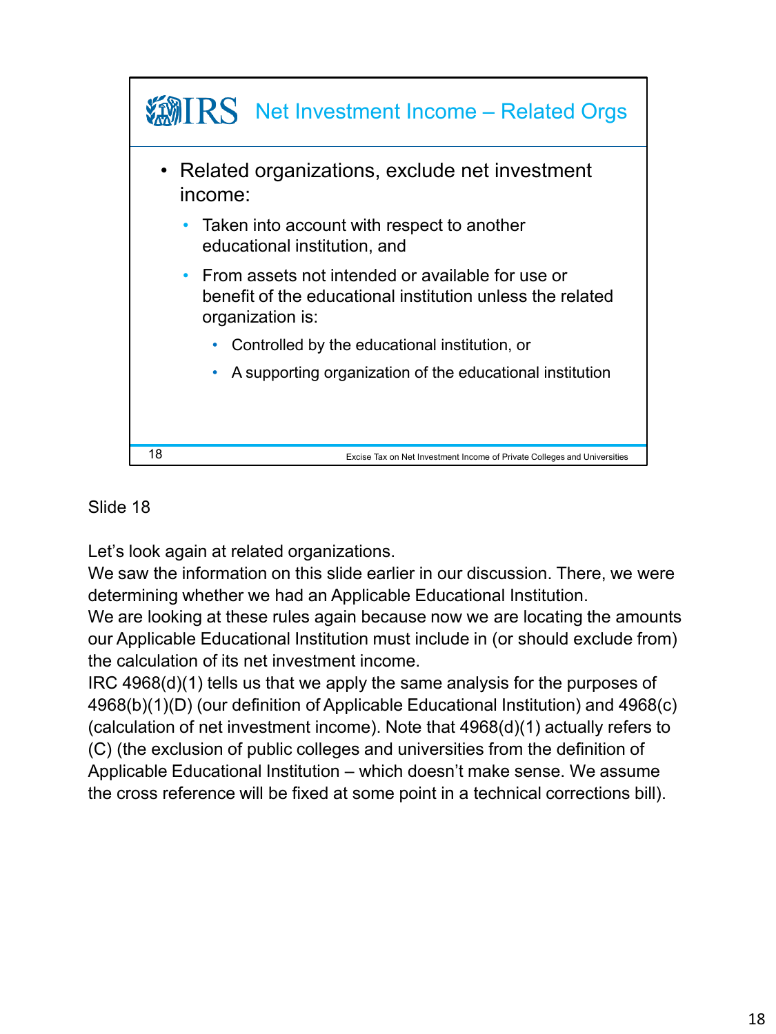## Net Investment Income – Related Orgs

- Related organizations, exclude net investment income:
  - Taken into account with respect to another educational institution, and
  - From assets not intended or available for use or benefit of the educational institution unless the related organization is:
    - Controlled by the educational institution, or
    - A supporting organization of the educational institution

Slide 18

Let's look again at related organizations.
We saw the information on this slide earlier in our discussion. There, we were determining whether we had an Applicable Educational Institution.
We are looking at these rules again because now we are locating the amounts our Applicable Educational Institution must include in (or should exclude from) the calculation of its net investment income.
IRC 4968(d)(1) tells us that we apply the same analysis for the purposes of 4968(b)(1)(D) (our definition of Applicable Educational Institution) and 4968(c) (calculation of net investment income). Note that 4968(d)(1) actually refers to (C) (the exclusion of public colleges and universities from the definition of Applicable Educational Institution – which doesn't make sense. We assume the cross reference will be fixed at some point in a technical corrections bill).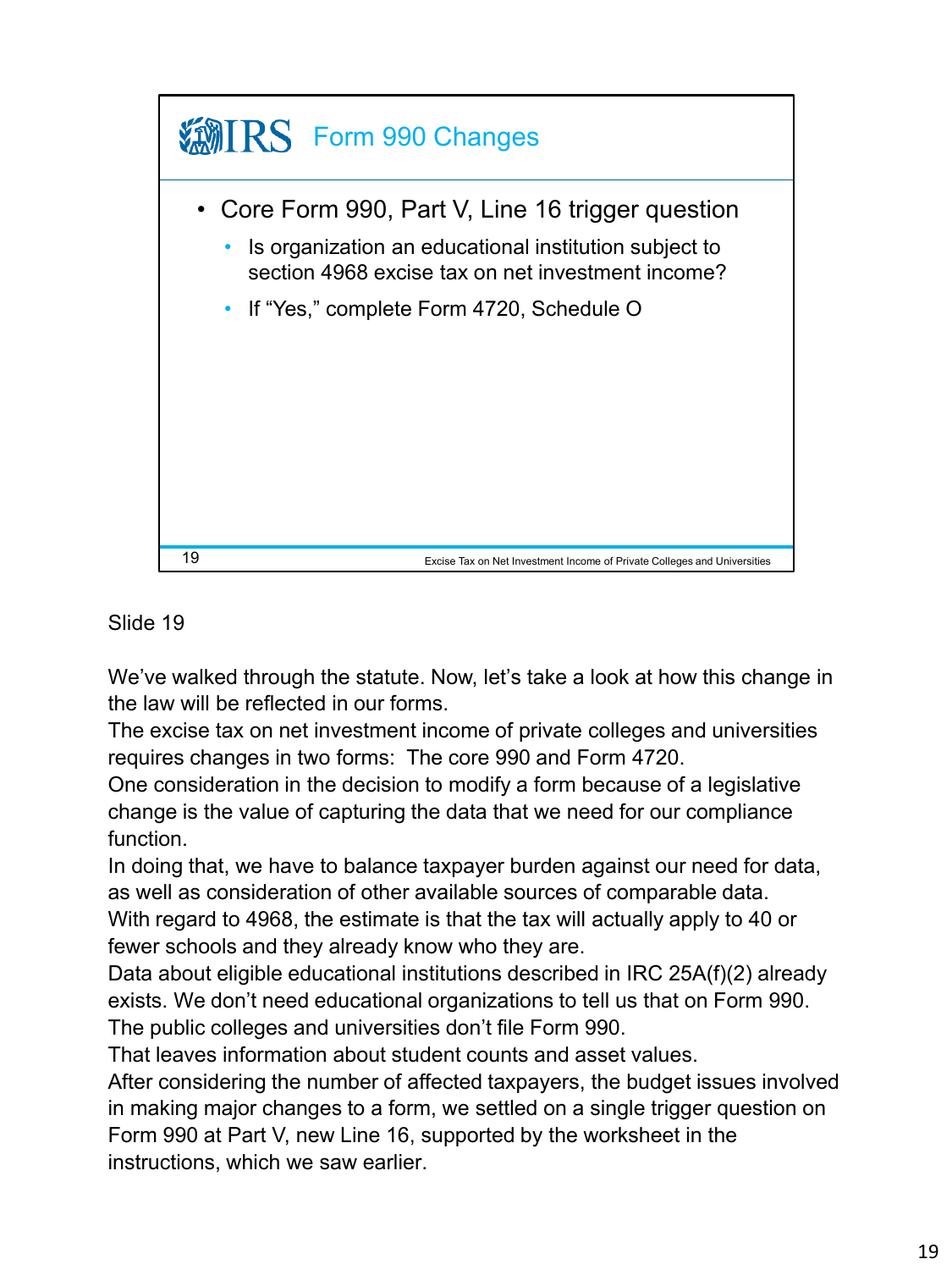## Form 990 Changes

- Core Form 990, Part V, Line 16 trigger question
  - Is organization an educational institution subject to section 4968 excise tax on net investment income?
  - If "Yes," complete Form 4720, Schedule O

Slide 19

We've walked through the statute. Now, let's take a look at how this change in the law will be reflected in our forms.
The excise tax on net investment income of private colleges and universities requires changes in two forms: The core 990 and Form 4720.
One consideration in the decision to modify a form because of a legislative change is the value of capturing the data that we need for our compliance function.
In doing that, we have to balance taxpayer burden against our need for data, as well as consideration of other available sources of comparable data.
With regard to 4968, the estimate is that the tax will actually apply to 40 or fewer schools and they already know who they are.
Data about eligible educational institutions described in IRC 25A(f)(2) already exists. We don't need educational organizations to tell us that on Form 990.
The public colleges and universities don't file Form 990.
That leaves information about student counts and asset values.
After considering the number of affected taxpayers, the budget issues involved in making major changes to a form, we settled on a single trigger question on Form 990 at Part V, new Line 16, supported by the worksheet in the instructions, which we saw earlier.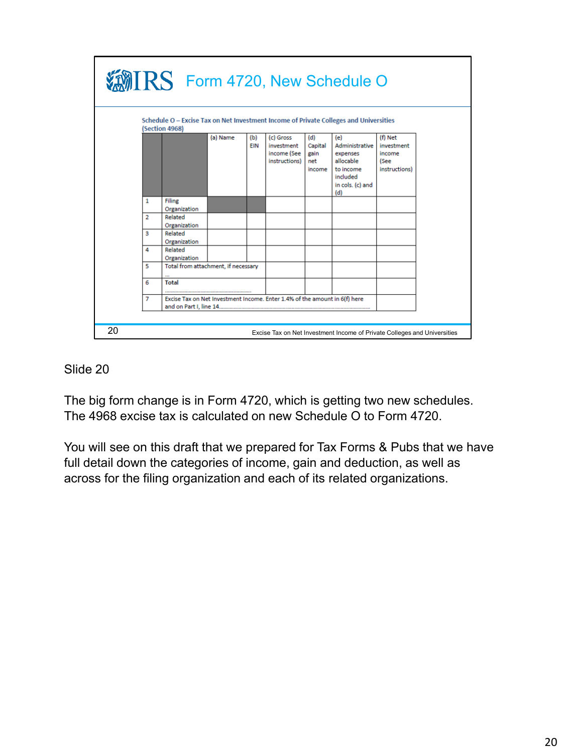# Form 4720, New Schedule O

**Schedule O – Excise Tax on Net Investment Income of Private Colleges and Universities (Section 4968)**

| | | (a) Name | (b) EIN | (c) Gross investment income (See instructions) | (d) Capital gain net income | (e) Administrative expenses allocable to income included in cols. (c) and (d) | (f) Net investment income (See instructions) |
|---|---|---|---|---|---|---|---|
| 1 | Filing Organization | | | | | | |
| 2 | Related Organization | | | | | | |
| 3 | Related Organization | | | | | | |
| 4 | Related Organization | | | | | | |
| 5 | Total from attachment, if necessary ... | | | | | | |
| 6 | **Total** ................................................................ | | | | | | |
| 7 | Excise Tax on Net Investment Income. Enter 1.4% of the amount in 6(f) here and on Part I, line 14.................................................................................. | | | | | | |

Excise Tax on Net Investment Income of Private Colleges and Universities

Slide 20

The big form change is in Form 4720, which is getting two new schedules. The 4968 excise tax is calculated on new Schedule O to Form 4720.

You will see on this draft that we prepared for Tax Forms & Pubs that we have full detail down the categories of income, gain and deduction, as well as across for the filing organization and each of its related organizations.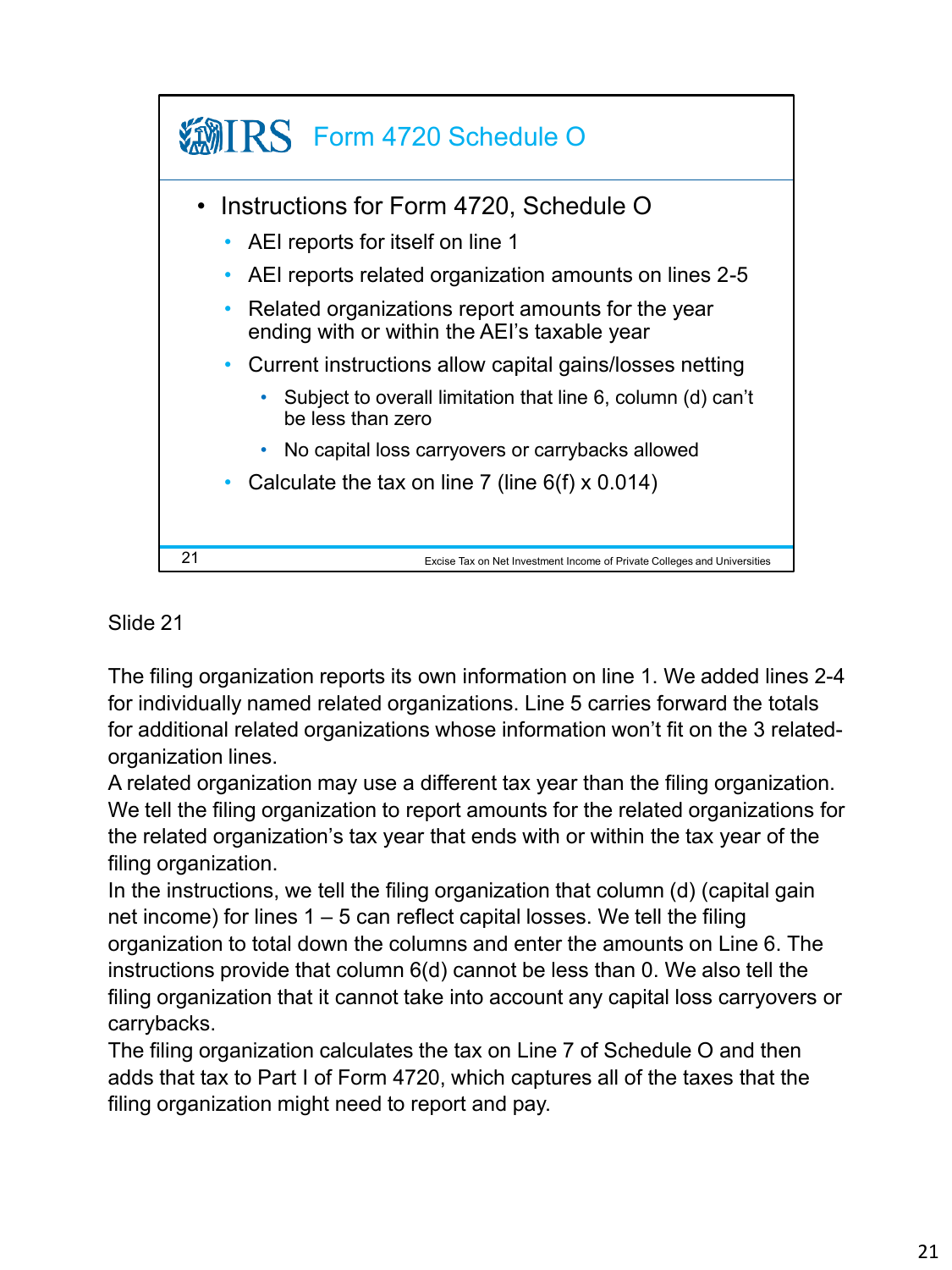# Form 4720 Schedule O

- Instructions for Form 4720, Schedule O
  - AEI reports for itself on line 1
  - AEI reports related organization amounts on lines 2-5
  - Related organizations report amounts for the year ending with or within the AEI's taxable year
  - Current instructions allow capital gains/losses netting
    - Subject to overall limitation that line 6, column (d) can't be less than zero
    - No capital loss carryovers or carrybacks allowed
  - Calculate the tax on line 7 (line 6(f) x 0.014)

Slide 21

The filing organization reports its own information on line 1. We added lines 2-4 for individually named related organizations. Line 5 carries forward the totals for additional related organizations whose information won't fit on the 3 related-organization lines.

A related organization may use a different tax year than the filing organization. We tell the filing organization to report amounts for the related organizations for the related organization's tax year that ends with or within the tax year of the filing organization.

In the instructions, we tell the filing organization that column (d) (capital gain net income) for lines 1 – 5 can reflect capital losses. We tell the filing organization to total down the columns and enter the amounts on Line 6. The instructions provide that column 6(d) cannot be less than 0. We also tell the filing organization that it cannot take into account any capital loss carryovers or carrybacks.

The filing organization calculates the tax on Line 7 of Schedule O and then adds that tax to Part I of Form 4720, which captures all of the taxes that the filing organization might need to report and pay.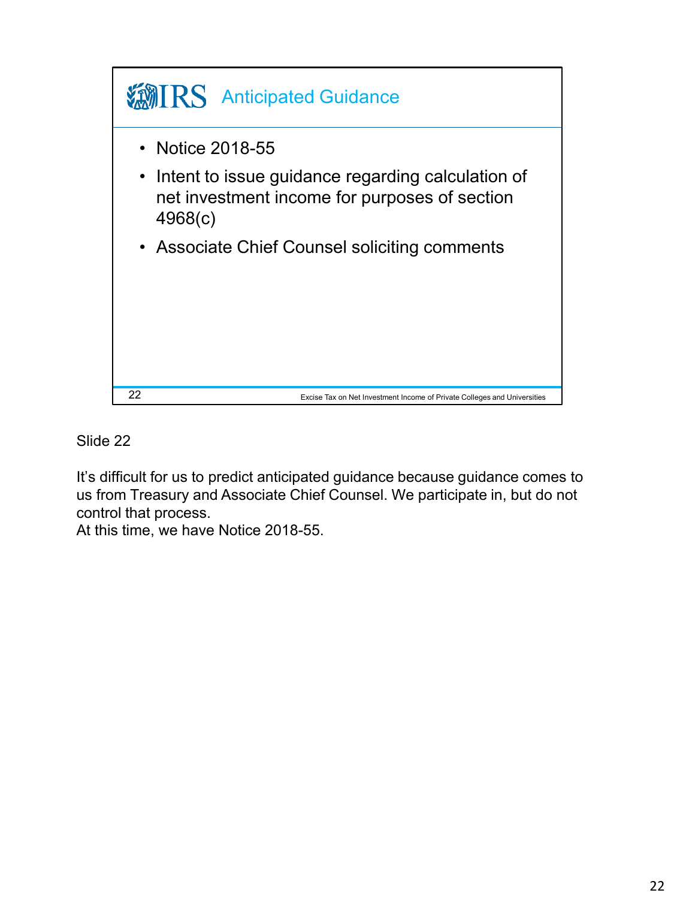## Anticipated Guidance

- Notice 2018-55
- Intent to issue guidance regarding calculation of net investment income for purposes of section 4968(c)
- Associate Chief Counsel soliciting comments

Excise Tax on Net Investment Income of Private Colleges and Universities

Slide 22

It's difficult for us to predict anticipated guidance because guidance comes to us from Treasury and Associate Chief Counsel. We participate in, but do not control that process.
At this time, we have Notice 2018-55.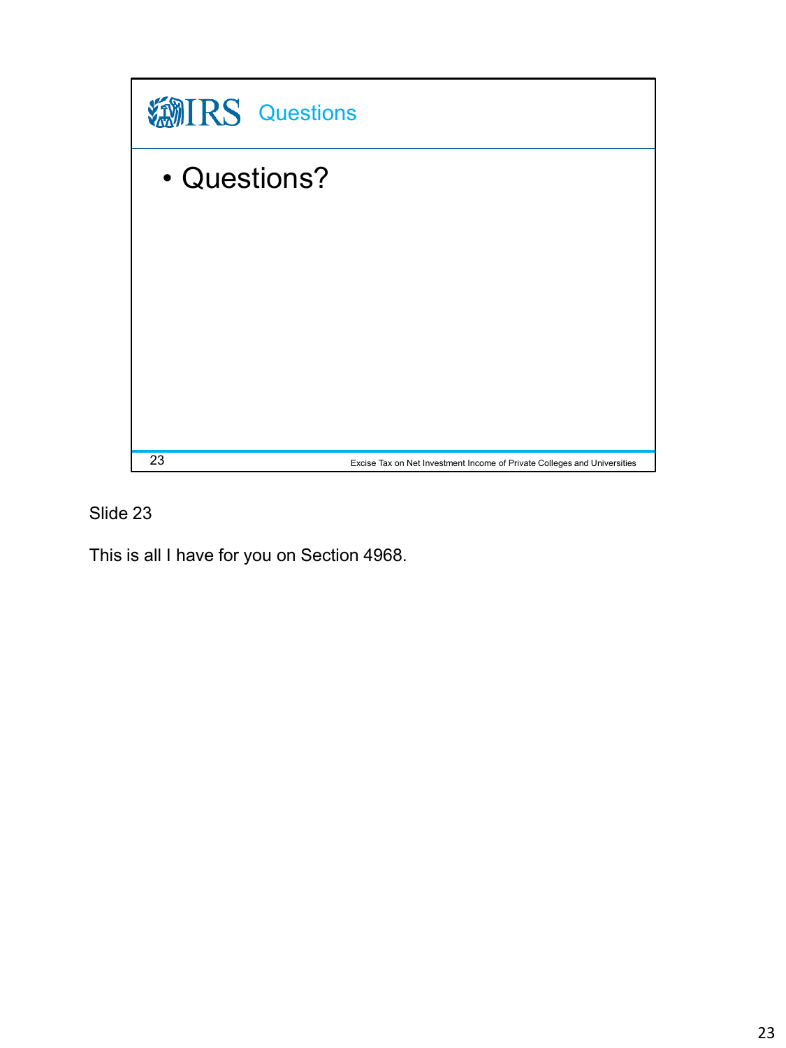## Questions

- Questions?

23 Excise Tax on Net Investment Income of Private Colleges and Universities

Slide 23

This is all I have for you on Section 4968.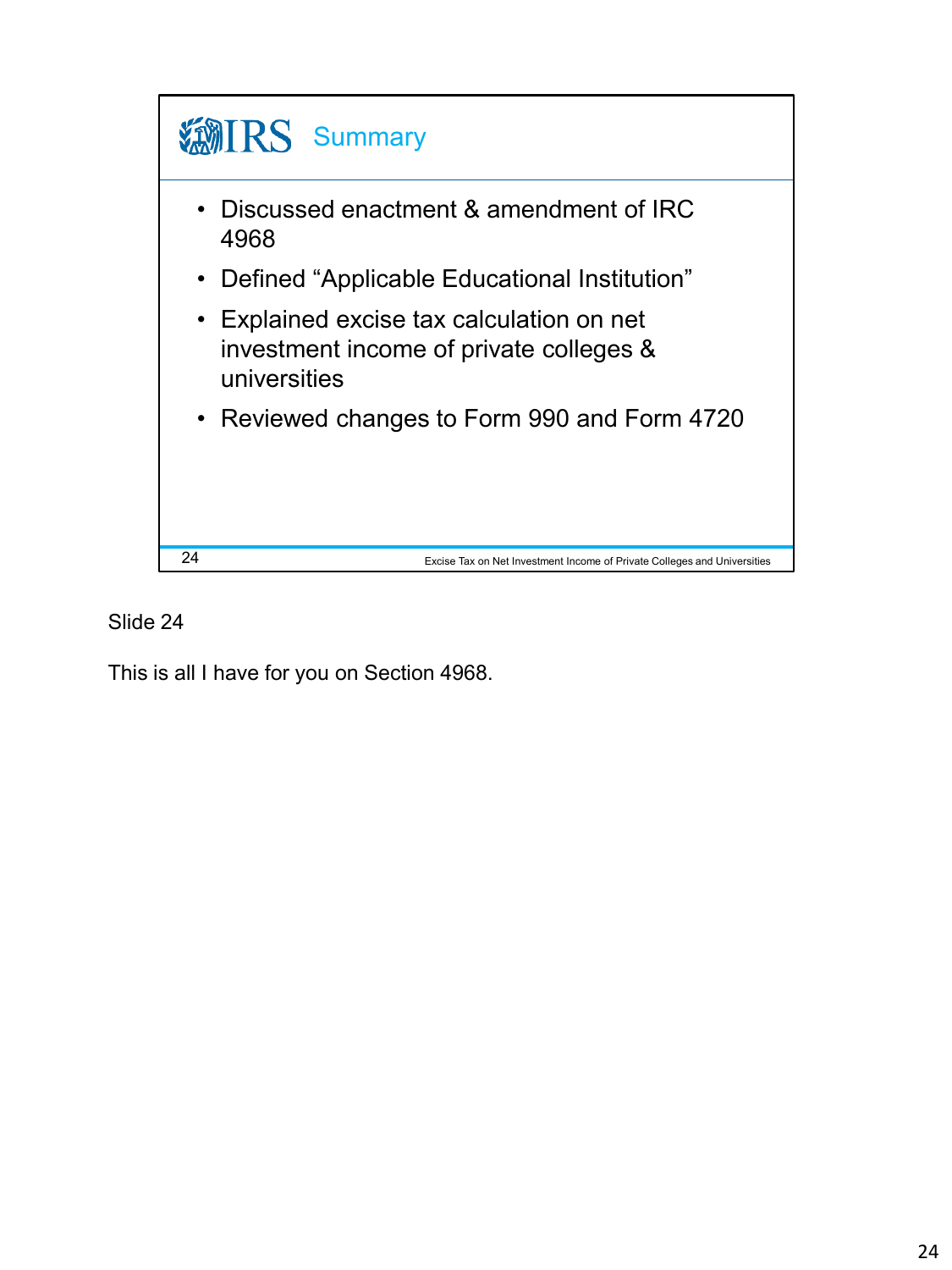## Summary

- Discussed enactment & amendment of IRC 4968
- Defined "Applicable Educational Institution"
- Explained excise tax calculation on net investment income of private colleges & universities
- Reviewed changes to Form 990 and Form 4720

Slide 24

This is all I have for you on Section 4968.